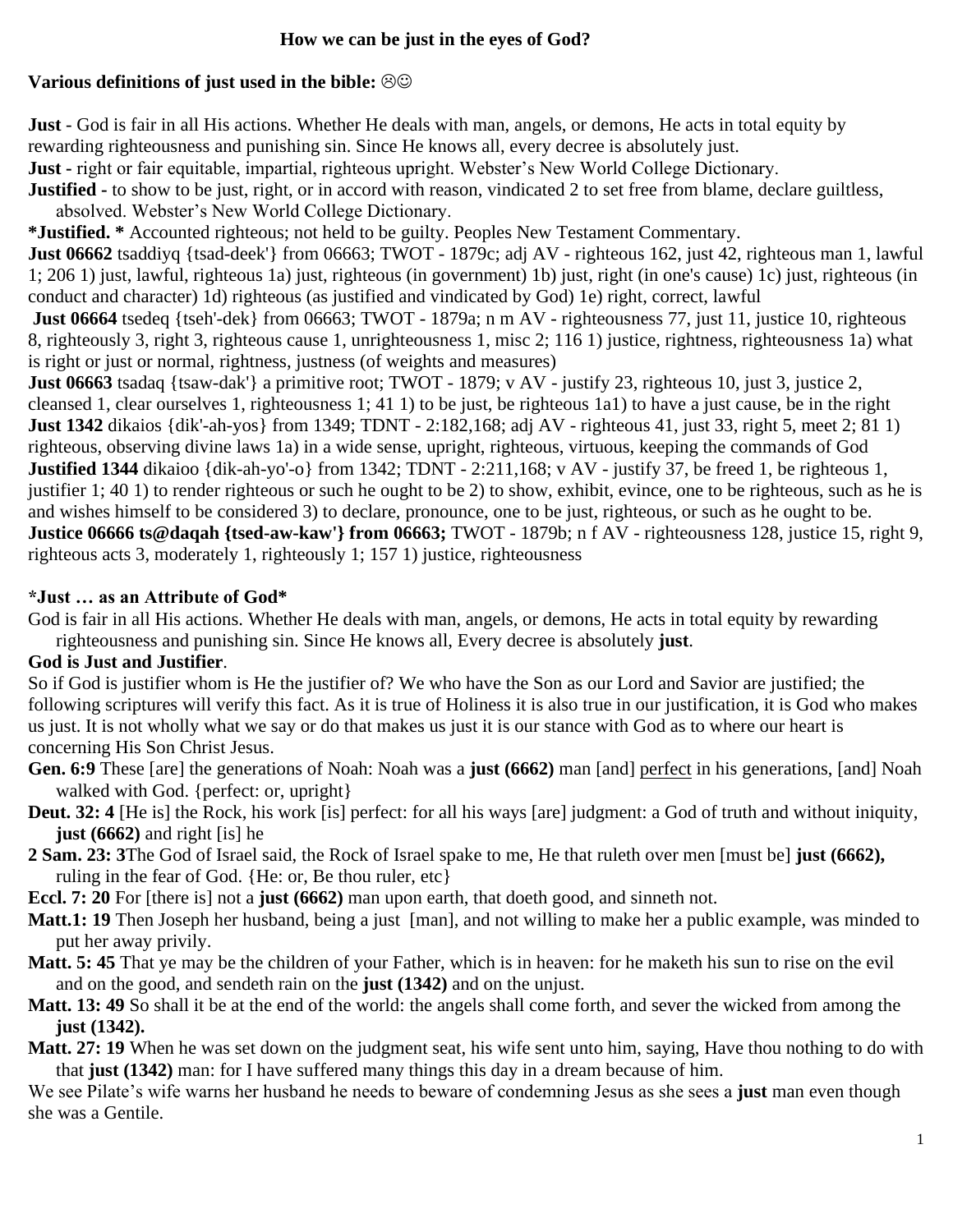# How we can be just in the eyes of God?

**Various definitions of just used in the bible:** ☹☺

**Just** - God is fair in all His actions. Whether He deals with man, angels, or demons, He acts in total equity by rewarding righteousness and punishing sin. Since He knows all, every decree is absolutely just.

**Just** - right or fair equitable, impartial, righteous upright. Webster's New World College Dictionary.

**Justified** - to show to be just, right, or in accord with reason, vindicated 2 to set free from blame, declare guiltless, absolved. Webster's New World College Dictionary.

**\*Justified. \*** Accounted righteous; not held to be guilty. Peoples New Testament Commentary.

**Just 06662** tsaddiyq {tsad-deek'} from 06663; TWOT - 1879c; adj AV - righteous 162, just 42, righteous man 1, lawful 1; 206 1) just, lawful, righteous 1a) just, righteous (in government) 1b) just, right (in one's cause) 1c) just, righteous (in conduct and character) 1d) righteous (as justified and vindicated by God) 1e) right, correct, lawful

**Just 06664** tsedeq {tseh'-dek} from 06663; TWOT - 1879a; n m AV - righteousness 77, just 11, justice 10, righteous 8, righteously 3, right 3, righteous cause 1, unrighteousness 1, misc 2; 116 1) justice, rightness, righteousness 1a) what is right or just or normal, rightness, justness (of weights and measures)

**Just 06663** tsadaq {tsaw-dak'} a primitive root; TWOT - 1879; v AV - justify 23, righteous 10, just 3, justice 2, cleansed 1, clear ourselves 1, righteousness 1; 41 1) to be just, be righteous 1a1) to have a just cause, be in the right

**Just 1342** dikaios {dik'-ah-yos} from 1349; TDNT - 2:182,168; adj AV - righteous 41, just 33, right 5, meet 2; 81 1) righteous, observing divine laws 1a) in a wide sense, upright, righteous, virtuous, keeping the commands of God

**Justified 1344** dikaioo {dik-ah-yo'-o} from 1342; TDNT - 2:211,168; v AV - justify 37, be freed 1, be righteous 1, justifier 1; 40 1) to render righteous or such he ought to be 2) to show, exhibit, evince, one to be righteous, such as he is and wishes himself to be considered 3) to declare, pronounce, one to be just, righteous, or such as he ought to be.

**Justice 06666 ts@daqah {tsed-aw-kaw'} from 06663;** TWOT - 1879b; n f AV - righteousness 128, justice 15, right 9, righteous acts 3, moderately 1, righteously 1; 157 1) justice, righteousness

**\*Just … as an Attribute of God\***

God is fair in all His actions. Whether He deals with man, angels, or demons, He acts in total equity by rewarding righteousness and punishing sin. Since He knows all, Every decree is absolutely **just**.

**God is Just and Justifier**.

So if God is justifier whom is He the justifier of? We who have the Son as our Lord and Savior are justified; the following scriptures will verify this fact. As it is true of Holiness it is also true in our justification, it is God who makes us just. It is not wholly what we say or do that makes us just it is our stance with God as to where our heart is concerning His Son Christ Jesus.

**Gen. 6:9** These [are] the generations of Noah: Noah was a **just (6662)** man [and] <u>perfect</u> in his generations, [and] Noah walked with God. {perfect: or, upright}

**Deut. 32: 4** [He is] the Rock, his work [is] perfect: for all his ways [are] judgment: a God of truth and without iniquity, **just (6662)** and right [is] he

**2 Sam. 23: 3**The God of Israel said, the Rock of Israel spake to me, He that ruleth over men [must be] **just (6662),** ruling in the fear of God. {He: or, Be thou ruler, etc}

**Eccl. 7: 20** For [there is] not a **just (6662)** man upon earth, that doeth good, and sinneth not.

**Matt.1: 19** Then Joseph her husband, being a just [man], and not willing to make her a public example, was minded to put her away privily.

**Matt. 5: 45** That ye may be the children of your Father, which is in heaven: for he maketh his sun to rise on the evil and on the good, and sendeth rain on the **just (1342)** and on the unjust.

**Matt. 13: 49** So shall it be at the end of the world: the angels shall come forth, and sever the wicked from among the **just (1342).**

**Matt. 27: 19** When he was set down on the judgment seat, his wife sent unto him, saying, Have thou nothing to do with that **just (1342)** man: for I have suffered many things this day in a dream because of him.

We see Pilate's wife warns her husband he needs to beware of condemning Jesus as she sees a **just** man even though she was a Gentile.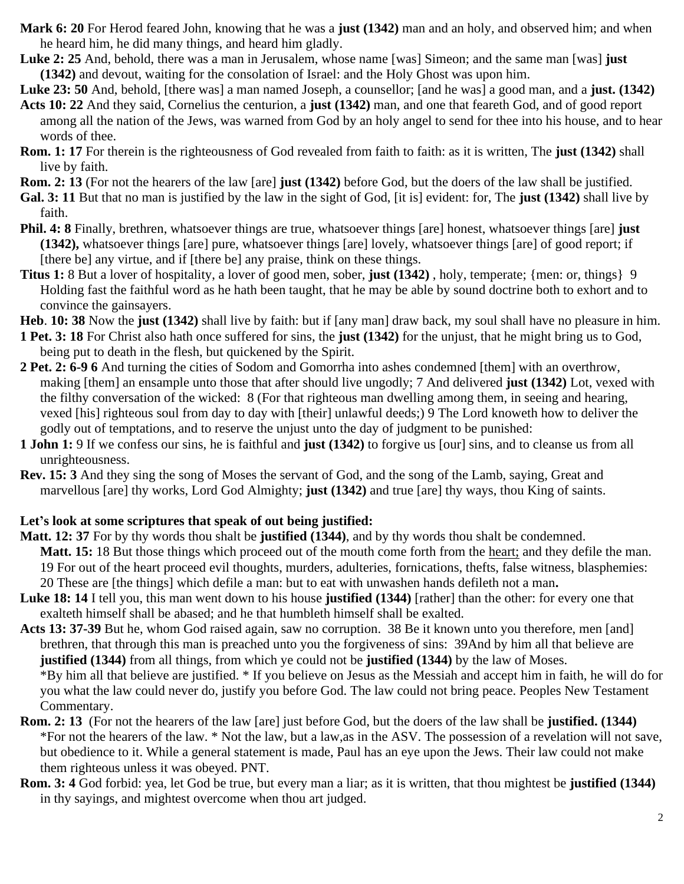**Mark 6: 20** For Herod feared John, knowing that he was a **just (1342)** man and an holy, and observed him; and when he heard him, he did many things, and heard him gladly.

**Luke 2: 25** And, behold, there was a man in Jerusalem, whose name [was] Simeon; and the same man [was] **just (1342)** and devout, waiting for the consolation of Israel: and the Holy Ghost was upon him.

**Luke 23: 50** And, behold, [there was] a man named Joseph, a counsellor; [and he was] a good man, and a **just. (1342)**

**Acts 10: 22** And they said, Cornelius the centurion, a **just (1342)** man, and one that feareth God, and of good report among all the nation of the Jews, was warned from God by an holy angel to send for thee into his house, and to hear words of thee.

**Rom. 1: 17** For therein is the righteousness of God revealed from faith to faith: as it is written, The **just (1342)** shall live by faith.

**Rom. 2: 13** (For not the hearers of the law [are] **just (1342)** before God, but the doers of the law shall be justified.

**Gal. 3: 11** But that no man is justified by the law in the sight of God, [it is] evident: for, The **just (1342)** shall live by faith.

**Phil. 4: 8** Finally, brethren, whatsoever things are true, whatsoever things [are] honest, whatsoever things [are] **just (1342),** whatsoever things [are] pure, whatsoever things [are] lovely, whatsoever things [are] of good report; if [there be] any virtue, and if [there be] any praise, think on these things.

**Titus 1:** 8 But a lover of hospitality, a lover of good men, sober, **just (1342)** , holy, temperate; {men: or, things} 9 Holding fast the faithful word as he hath been taught, that he may be able by sound doctrine both to exhort and to convince the gainsayers.

**Heb**. **10: 38** Now the **just (1342)** shall live by faith: but if [any man] draw back, my soul shall have no pleasure in him.

**1 Pet. 3: 18** For Christ also hath once suffered for sins, the **just (1342)** for the unjust, that he might bring us to God, being put to death in the flesh, but quickened by the Spirit.

**2 Pet. 2: 6-9 6** And turning the cities of Sodom and Gomorrha into ashes condemned [them] with an overthrow, making [them] an ensample unto those that after should live ungodly; 7 And delivered **just (1342)** Lot, vexed with the filthy conversation of the wicked: 8 (For that righteous man dwelling among them, in seeing and hearing, vexed [his] righteous soul from day to day with [their] unlawful deeds;) 9 The Lord knoweth how to deliver the godly out of temptations, and to reserve the unjust unto the day of judgment to be punished:

**1 John 1:** 9 If we confess our sins, he is faithful and **just (1342)** to forgive us [our] sins, and to cleanse us from all unrighteousness.

**Rev. 15: 3** And they sing the song of Moses the servant of God, and the song of the Lamb, saying, Great and marvellous [are] thy works, Lord God Almighty; **just (1342)** and true [are] thy ways, thou King of saints.

**Let's look at some scriptures that speak of out being justified:**

**Matt. 12: 37** For by thy words thou shalt be **justified (1344)**, and by thy words thou shalt be condemned.
**Matt. 15:** 18 But those things which proceed out of the mouth come forth from the heart; and they defile the man. 19 For out of the heart proceed evil thoughts, murders, adulteries, fornications, thefts, false witness, blasphemies: 20 These are [the things] which defile a man: but to eat with unwashen hands defileth not a man**.**

**Luke 18: 14** I tell you, this man went down to his house **justified (1344)** [rather] than the other: for every one that exalteth himself shall be abased; and he that humbleth himself shall be exalted.

**Acts 13: 37-39** But he, whom God raised again, saw no corruption. 38 Be it known unto you therefore, men [and] brethren, that through this man is preached unto you the forgiveness of sins: 39And by him all that believe are **justified (1344)** from all things, from which ye could not be **justified (1344)** by the law of Moses.
*By him all that believe are justified. * If you believe on Jesus as the Messiah and accept him in faith, he will do for you what the law could never do, justify you before God. The law could not bring peace. Peoples New Testament Commentary.

**Rom. 2: 13** (For not the hearers of the law [are] just before God, but the doers of the law shall be **justified. (1344)**
*For not the hearers of the law. * Not the law, but a law,as in the ASV. The possession of a revelation will not save, but obedience to it. While a general statement is made, Paul has an eye upon the Jews. Their law could not make them righteous unless it was obeyed. PNT.

**Rom. 3: 4** God forbid: yea, let God be true, but every man a liar; as it is written, that thou mightest be **justified (1344)** in thy sayings, and mightest overcome when thou art judged.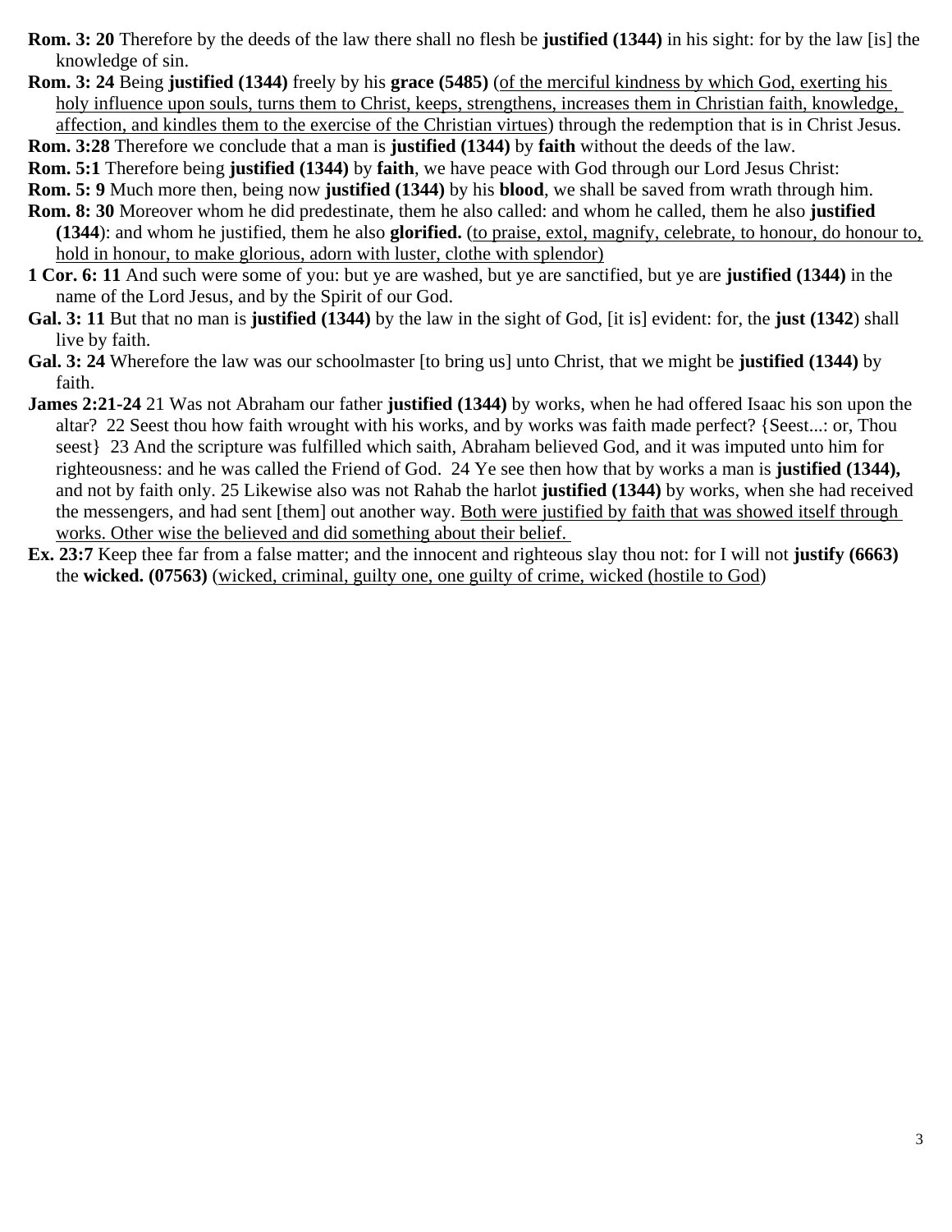**Rom. 3: 20** Therefore by the deeds of the law there shall no flesh be **justified (1344)** in his sight: for by the law [is] the knowledge of sin.

**Rom. 3: 24** Being **justified (1344)** freely by his **grace (5485)** (<u>of the merciful kindness by which God, exerting his holy influence upon souls, turns them to Christ, keeps, strengthens, increases them in Christian faith, knowledge, affection, and kindles them to the exercise of the Christian virtues</u>) through the redemption that is in Christ Jesus.

**Rom. 3:28** Therefore we conclude that a man is **justified (1344)** by **faith** without the deeds of the law.

**Rom. 5:1** Therefore being **justified (1344)** by **faith**, we have peace with God through our Lord Jesus Christ:

**Rom. 5: 9** Much more then, being now **justified (1344)** by his **blood**, we shall be saved from wrath through him.

**Rom. 8: 30** Moreover whom he did predestinate, them he also called: and whom he called, them he also **justified (1344)**: and whom he justified, them he also **glorified.** (<u>to praise, extol, magnify, celebrate, to honour, do honour to, hold in honour, to make glorious, adorn with luster, clothe with splendor)</u>

**1 Cor. 6: 11** And such were some of you: but ye are washed, but ye are sanctified, but ye are **justified (1344)** in the name of the Lord Jesus, and by the Spirit of our God.

**Gal. 3: 11** But that no man is **justified (1344)** by the law in the sight of God, [it is] evident: for, the **just (1342**) shall live by faith.

**Gal. 3: 24** Wherefore the law was our schoolmaster [to bring us] unto Christ, that we might be **justified (1344)** by faith.

**James 2:21-24** 21 Was not Abraham our father **justified (1344)** by works, when he had offered Isaac his son upon the altar? 22 Seest thou how faith wrought with his works, and by works was faith made perfect? {Seest...: or, Thou seest} 23 And the scripture was fulfilled which saith, Abraham believed God, and it was imputed unto him for righteousness: and he was called the Friend of God. 24 Ye see then how that by works a man is **justified (1344),** and not by faith only. 25 Likewise also was not Rahab the harlot **justified (1344)** by works, when she had received the messengers, and had sent [them] out another way. <u>Both were justified by faith that was showed itself through works. Other wise the believed and did something about their belief.</u>

**Ex. 23:7** Keep thee far from a false matter; and the innocent and righteous slay thou not: for I will not **justify (6663)** the **wicked. (07563)** (<u>wicked, criminal, guilty one, one guilty of crime, wicked (hostile to God</u>)